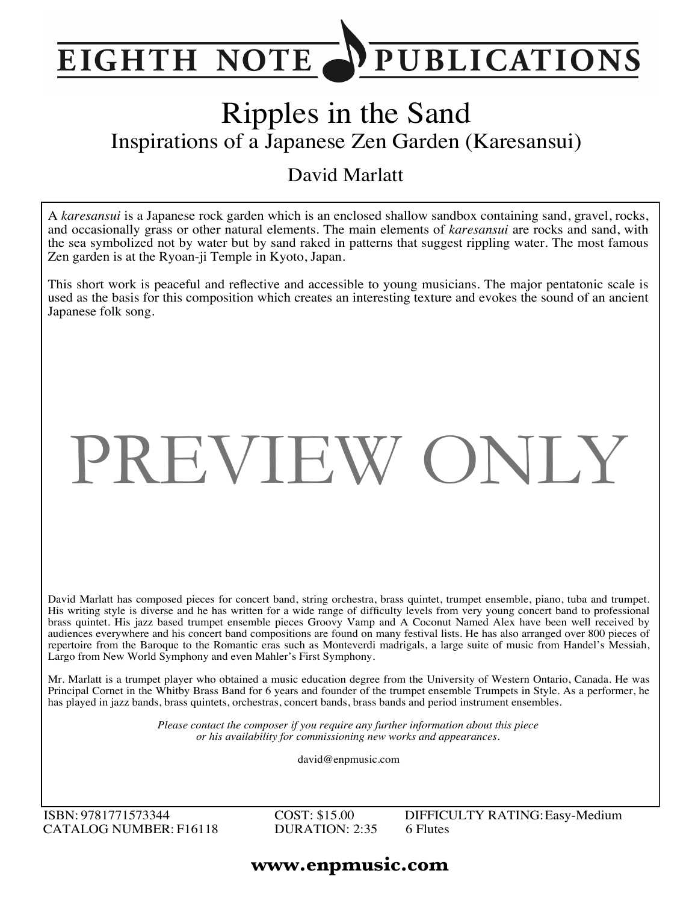# EIGHTH NOTE PUBLICATIONS

# Ripples in the Sand

## Inspirations of a Japanese Zen Garden (Karesansui)

### David Marlatt

A *karesansui* is a Japanese rock garden which is an enclosed shallow sandbox containing sand, gravel, rocks, and occasionally grass or other natural elements. The main elements of *karesansui* are rocks and sand, with the sea symbolized not by water but by sand raked in patterns that suggest rippling water. The most famous Zen garden is at the Ryoan-ji Temple in Kyoto, Japan.

This short work is peaceful and reflective and accessible to young musicians. The major pentatonic scale is used as the basis for this composition which creates an interesting texture and evokes the sound of an ancient Japanese folk song.

PREVIEW ONLY

David Marlatt has composed pieces for concert band, string orchestra, brass quintet, trumpet ensemble, piano, tuba and trumpet. His writing style is diverse and he has written for a wide range of difficulty levels from very young concert band to professional brass quintet. His jazz based trumpet ensemble pieces Groovy Vamp and A Coconut Named Alex have been well received by audiences everywhere and his concert band compositions are found on many festival lists. He has also arranged over 800 pieces of repertoire from the Baroque to the Romantic eras such as Monteverdi madrigals, a large suite of music from Handel's Messiah, Largo from New World Symphony and even Mahler's First Symphony.

Mr. Marlatt is a trumpet player who obtained a music education degree from the University of Western Ontario, Canada. He was Principal Cornet in the Whitby Brass Band for 6 years and founder of the trumpet ensemble Trumpets in Style. As a performer, he has played in jazz bands, brass quintets, orchestras, concert bands, brass bands and period instrument ensembles.

*Please contact the composer if you require any further information about this piece or his availability for commissioning new works and appearances.*

david@enpmusic.com

ISBN: 9781771573344
CATALOG NUMBER: F16118

COST: $15.00
DURATION: 2:35

DIFFICULTY RATING: Easy-Medium
6 Flutes

**www.enpmusic.com**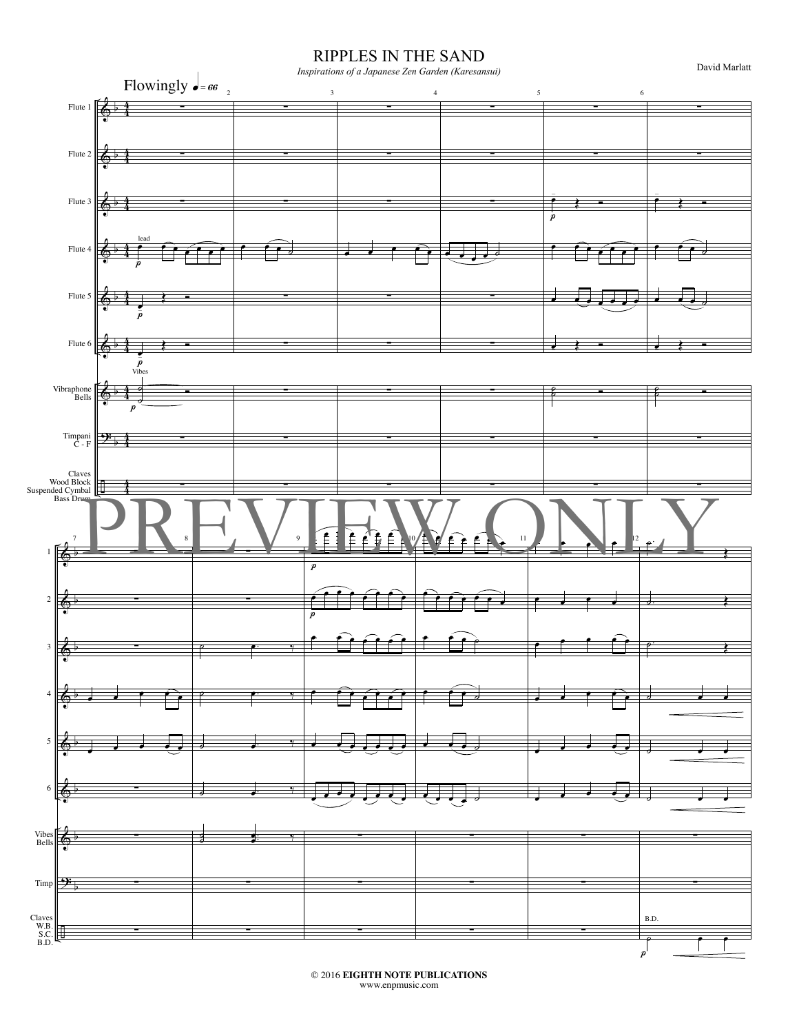# RIPPLES IN THE SAND

*Inspirations of a Japanese Zen Garden (Karesansui)*

David Marlatt

© 2016 **EIGHTH NOTE PUBLICATIONS**
www.enpmusic.com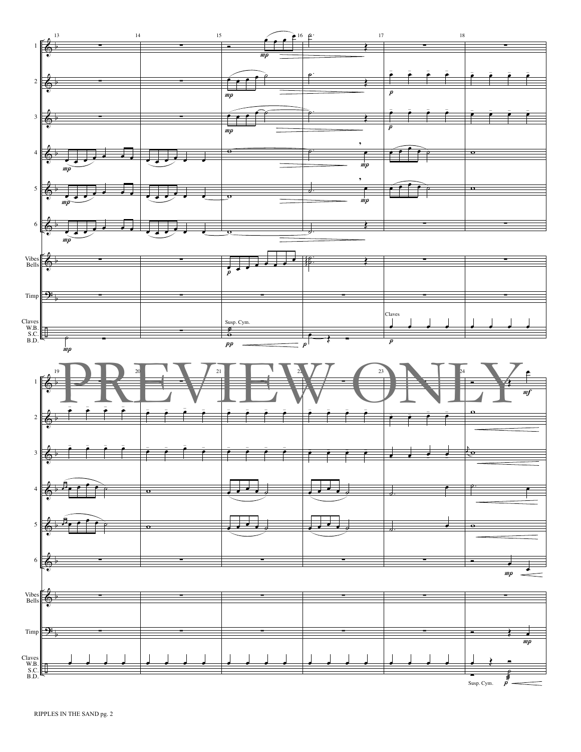PREVIEW ONLY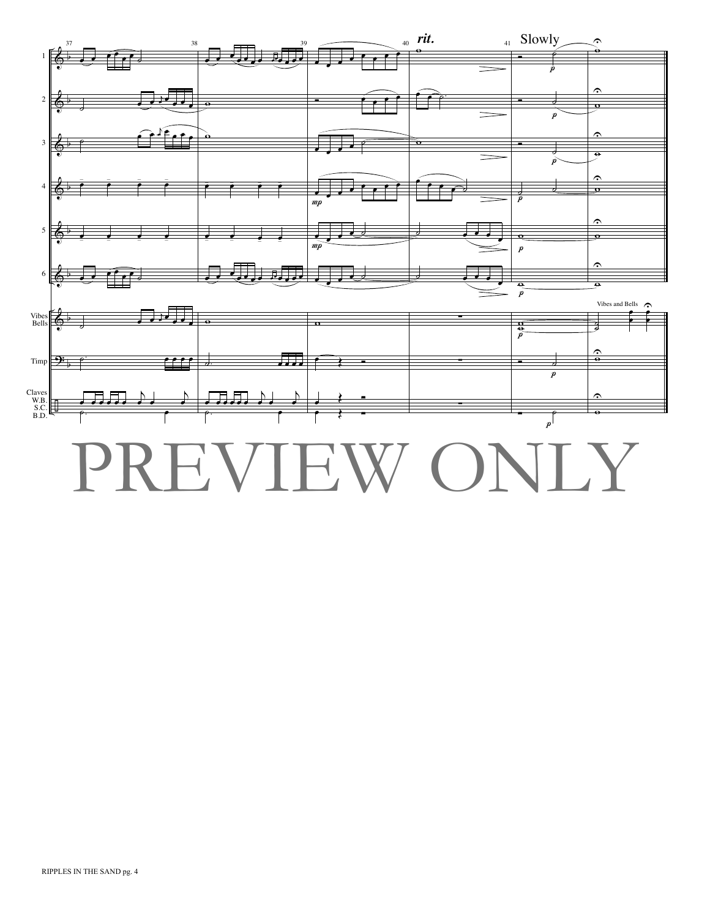rit.

Slowly

PREVIEW ONLY